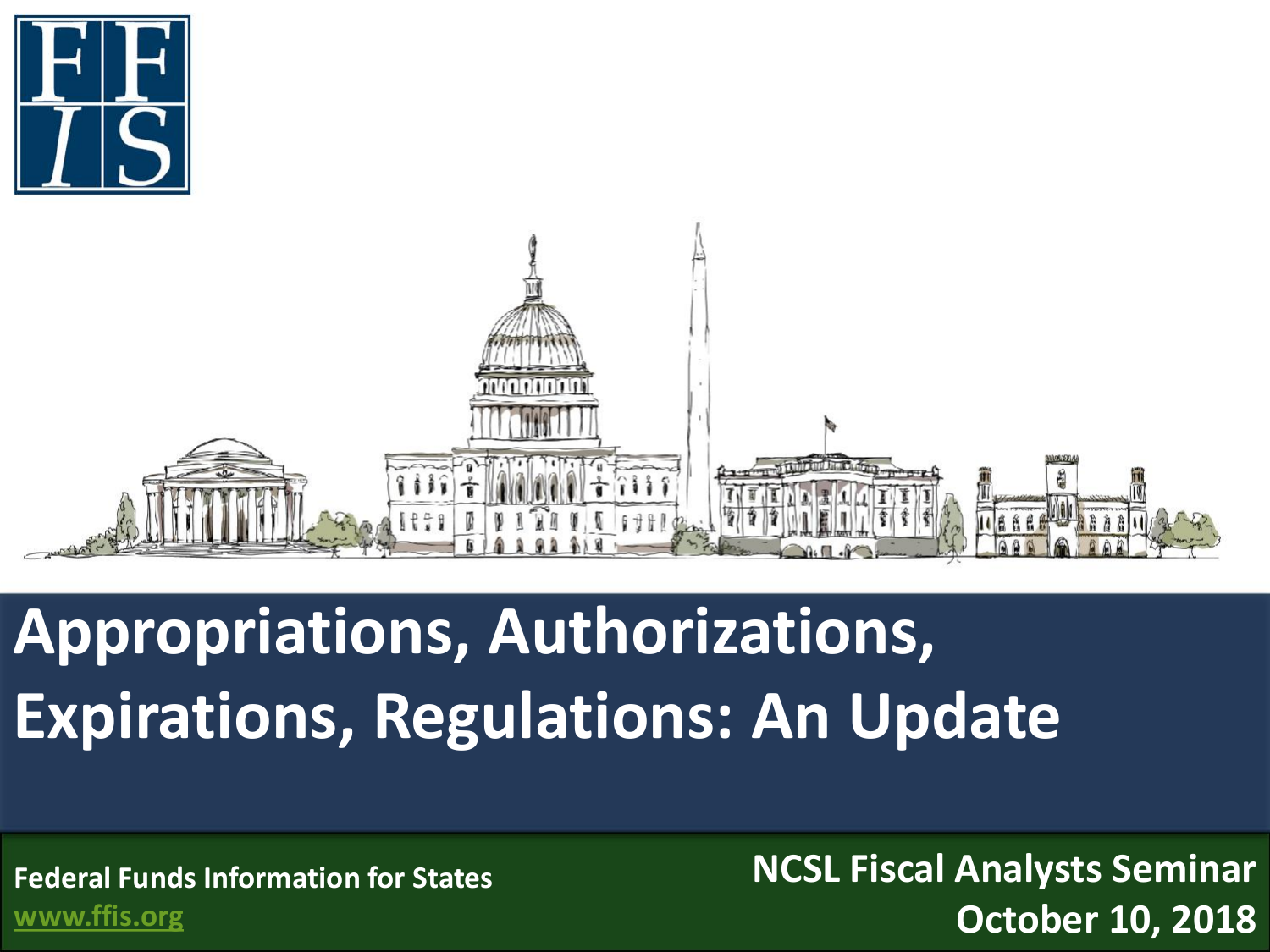# Appropriations, Authorizations, Expirations, Regulations: An Update

**Federal Funds Information for States**
www.ffis.org

**NCSL Fiscal Analysts Seminar**
**October 10, 2018**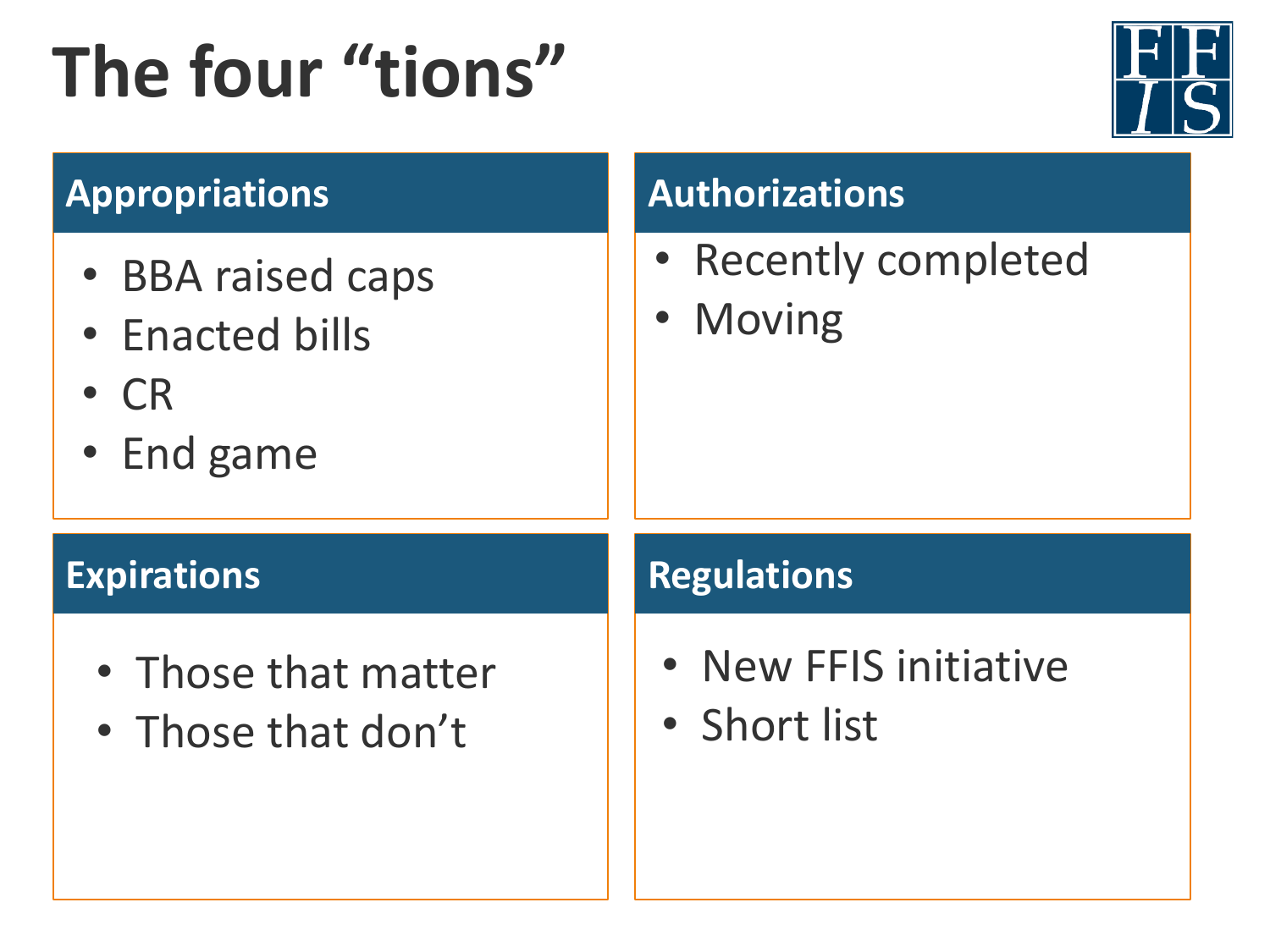# The four "tions"

## Appropriations

- BBA raised caps
- Enacted bills
- CR
- End game

## Authorizations

- Recently completed
- Moving

## Expirations

- Those that matter
- Those that don't

## Regulations

- New FFIS initiative
- Short list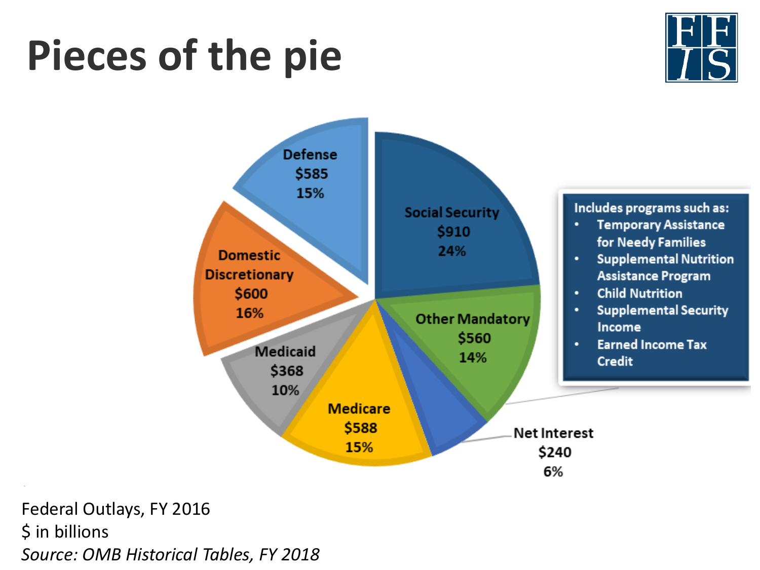# Pieces of the pie

Defense
$585
15%

Social Security
$910
24%

Domestic Discretionary
$600
16%

Other Mandatory
$560
14%

Includes programs such as:
- Temporary Assistance for Needy Families
- Supplemental Nutrition Assistance Program
- Child Nutrition
- Supplemental Security Income
- Earned Income Tax Credit

Medicaid
$368
10%

Medicare
$588
15%

Net Interest
$240
6%

Federal Outlays, FY 2016
$ in billions
*Source: OMB Historical Tables, FY 2018*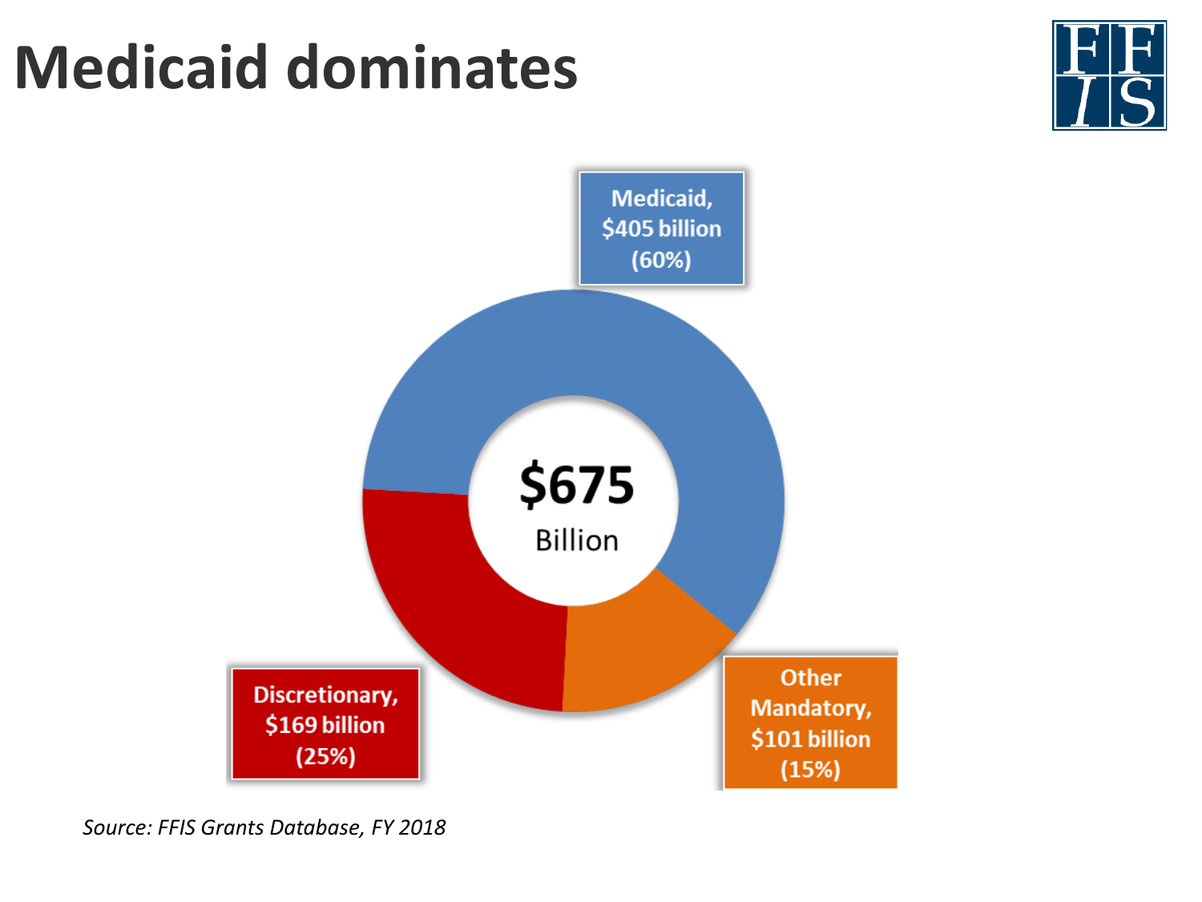# Medicaid dominates

Medicaid, $405 billion (60%)

$675 Billion

Discretionary, $169 billion (25%)

Other Mandatory, $101 billion (15%)

*Source: FFIS Grants Database, FY 2018*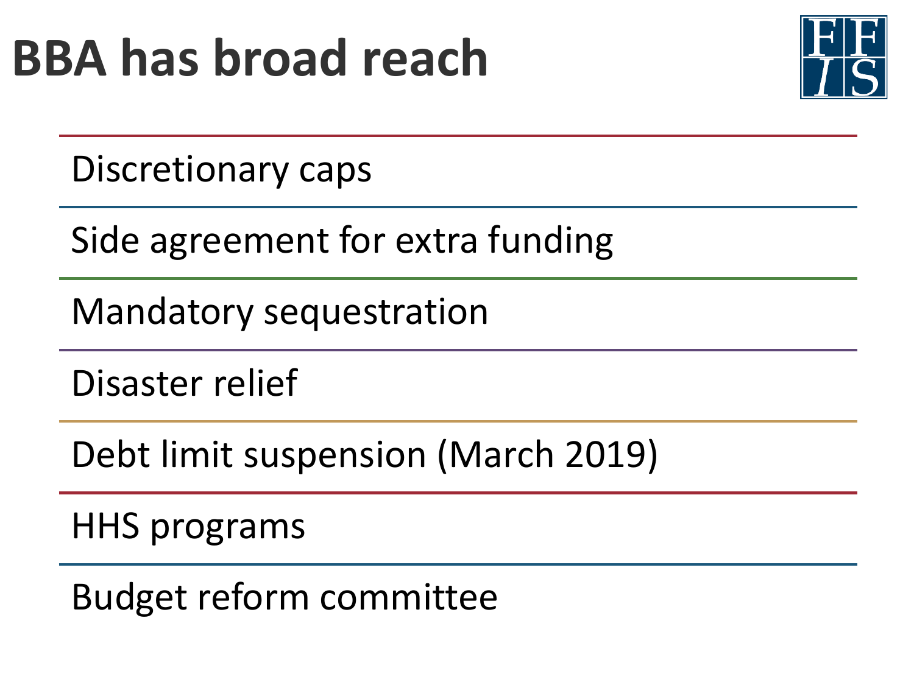# BBA has broad reach

- Discretionary caps
- Side agreement for extra funding
- Mandatory sequestration
- Disaster relief
- Debt limit suspension (March 2019)
- HHS programs
- Budget reform committee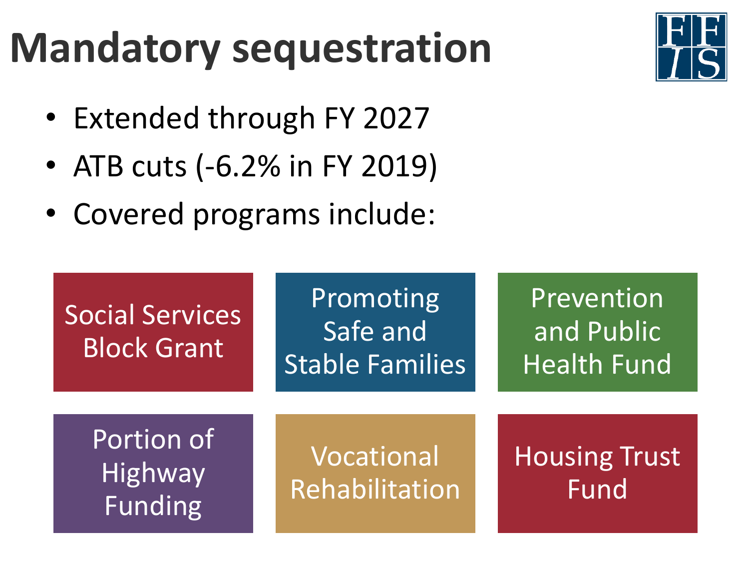# Mandatory sequestration

- Extended through FY 2027
- ATB cuts (-6.2% in FY 2019)
- Covered programs include:

Social Services Block Grant

Promoting Safe and Stable Families

Prevention and Public Health Fund

Portion of Highway Funding

Vocational Rehabilitation

Housing Trust Fund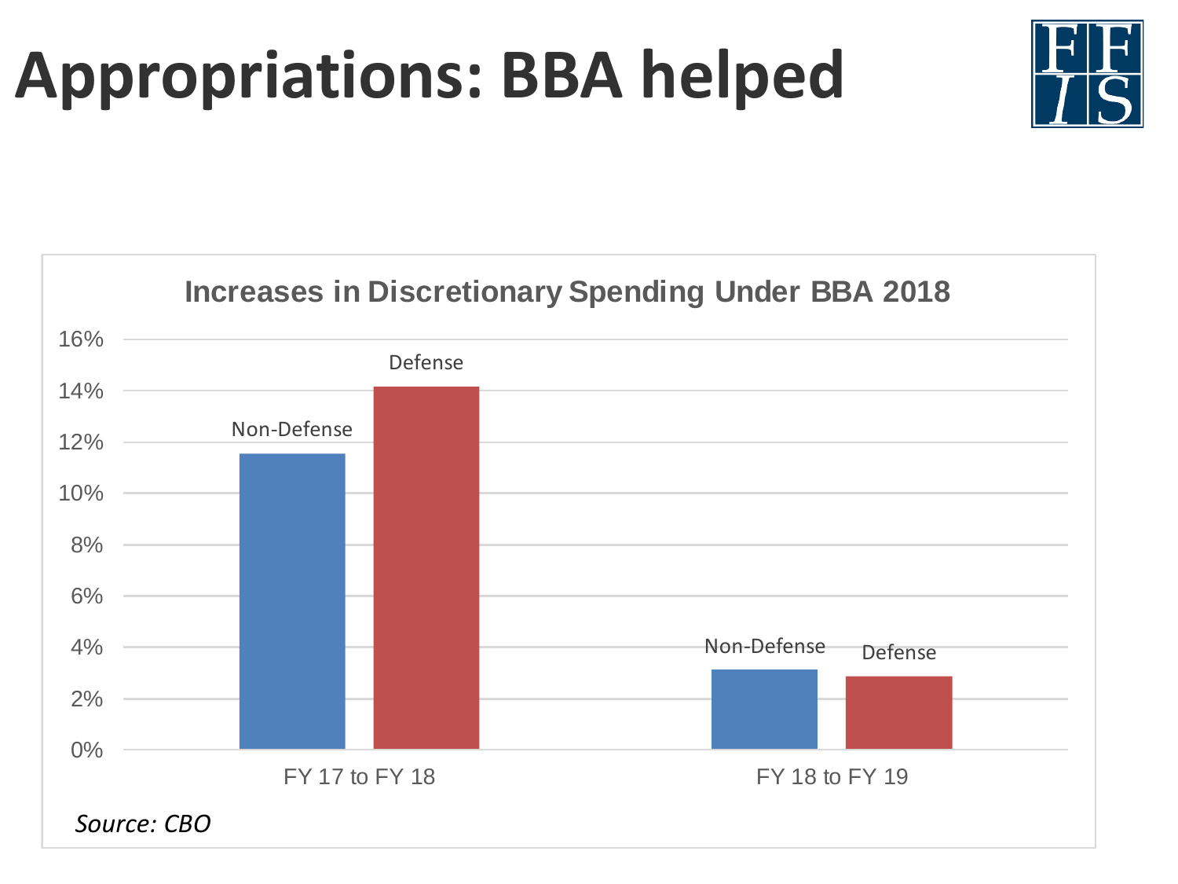# Appropriations: BBA helped

**Increases in Discretionary Spending Under BBA 2018**

| | Non-Defense | Defense |
|---|---|---|
| FY 17 to FY 18 | ~11.5% | ~14.1% |
| FY 18 to FY 19 | ~3.1% | ~2.8% |

*Source: CBO*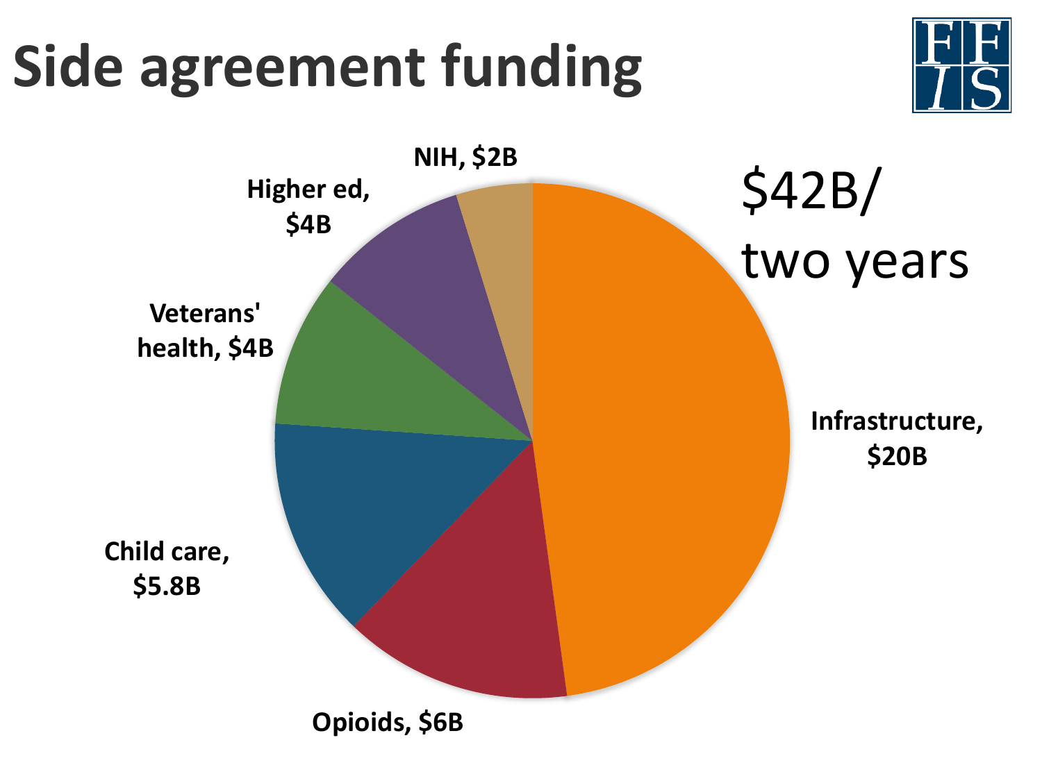# Side agreement funding

$42B/
two years

NIH, $2B

Higher ed, $4B

Veterans' health, $4B

Child care, $5.8B

Opioids, $6B

Infrastructure, $20B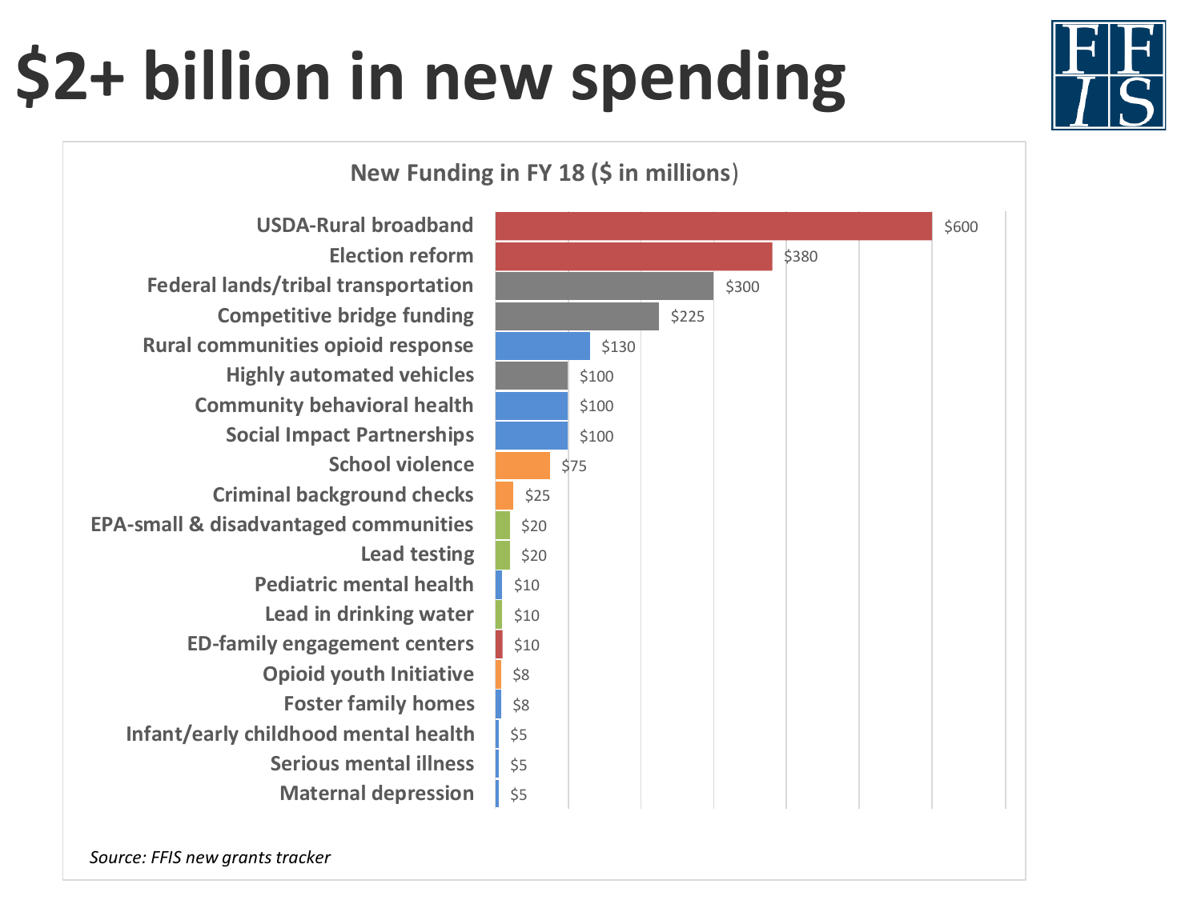# $2+ billion in new spending

**New Funding in FY 18 ($ in millions)**

| Program | Amount |
|---|---|
| USDA-Rural broadband | $600 |
| Election reform | $380 |
| Federal lands/tribal transportation | $300 |
| Competitive bridge funding | $225 |
| Rural communities opioid response | $130 |
| Highly automated vehicles | $100 |
| Community behavioral health | $100 |
| Social Impact Partnerships | $100 |
| School violence | $75 |
| Criminal background checks | $25 |
| EPA-small & disadvantaged communities | $20 |
| Lead testing | $20 |
| Pediatric mental health | $10 |
| Lead in drinking water | $10 |
| ED-family engagement centers | $10 |
| Opioid youth Initiative | $8 |
| Foster family homes | $8 |
| Infant/early childhood mental health | $5 |
| Serious mental illness | $5 |
| Maternal depression | $5 |

*Source: FFIS new grants tracker*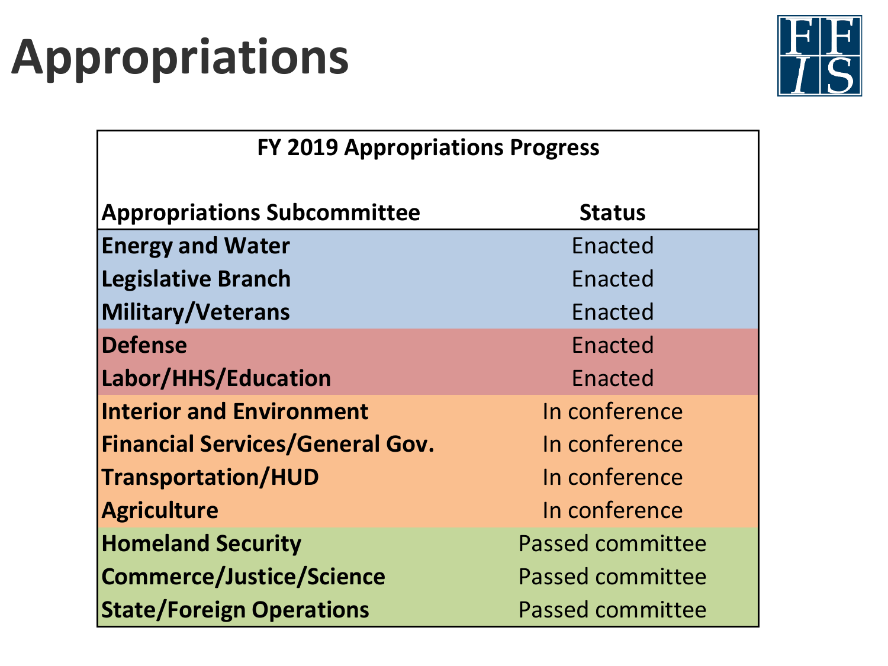# Appropriations

| FY 2019 Appropriations Progress | |
|---|---|
| **Appropriations Subcommittee** | **Status** |
| **Energy and Water** | Enacted |
| **Legislative Branch** | Enacted |
| **Military/Veterans** | Enacted |
| **Defense** | Enacted |
| **Labor/HHS/Education** | Enacted |
| **Interior and Environment** | In conference |
| **Financial Services/General Gov.** | In conference |
| **Transportation/HUD** | In conference |
| **Agriculture** | In conference |
| **Homeland Security** | Passed committee |
| **Commerce/Justice/Science** | Passed committee |
| **State/Foreign Operations** | Passed committee |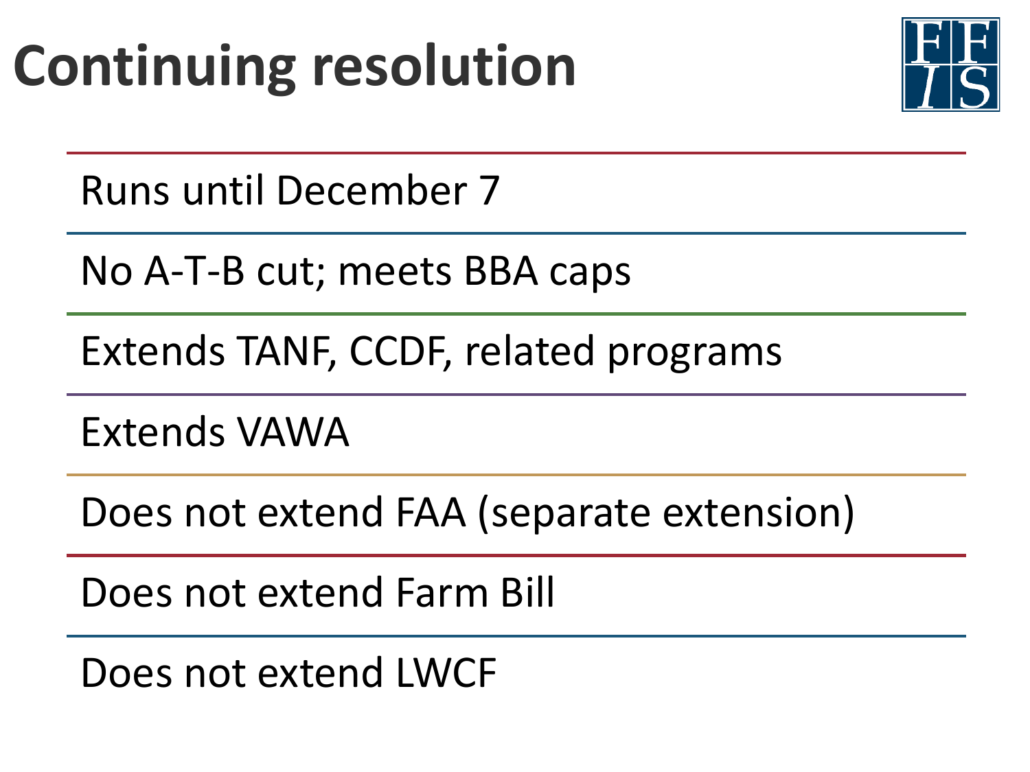# Continuing resolution

- Runs until December 7
- No A-T-B cut; meets BBA caps
- Extends TANF, CCDF, related programs
- Extends VAWA
- Does not extend FAA (separate extension)
- Does not extend Farm Bill
- Does not extend LWCF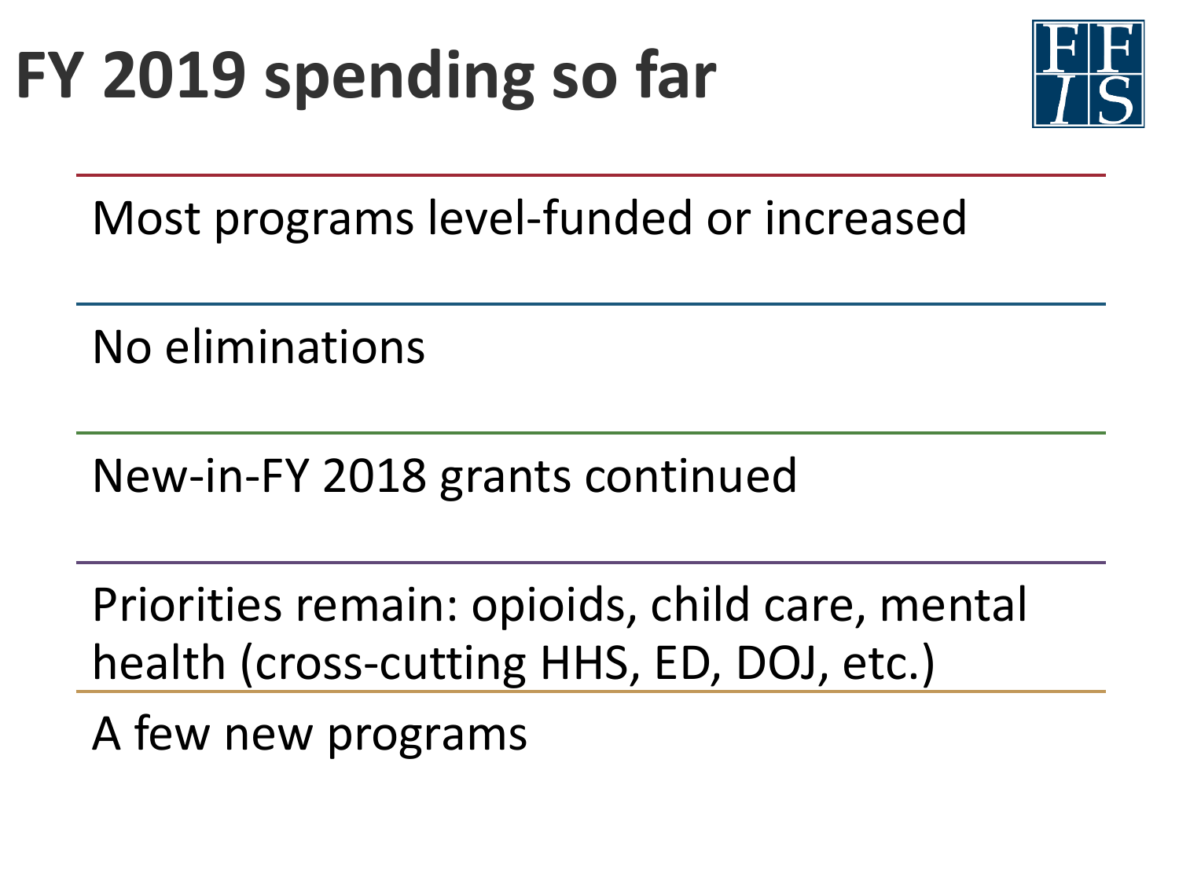# FY 2019 spending so far

Most programs level-funded or increased

No eliminations

New-in-FY 2018 grants continued

Priorities remain: opioids, child care, mental health (cross-cutting HHS, ED, DOJ, etc.)

A few new programs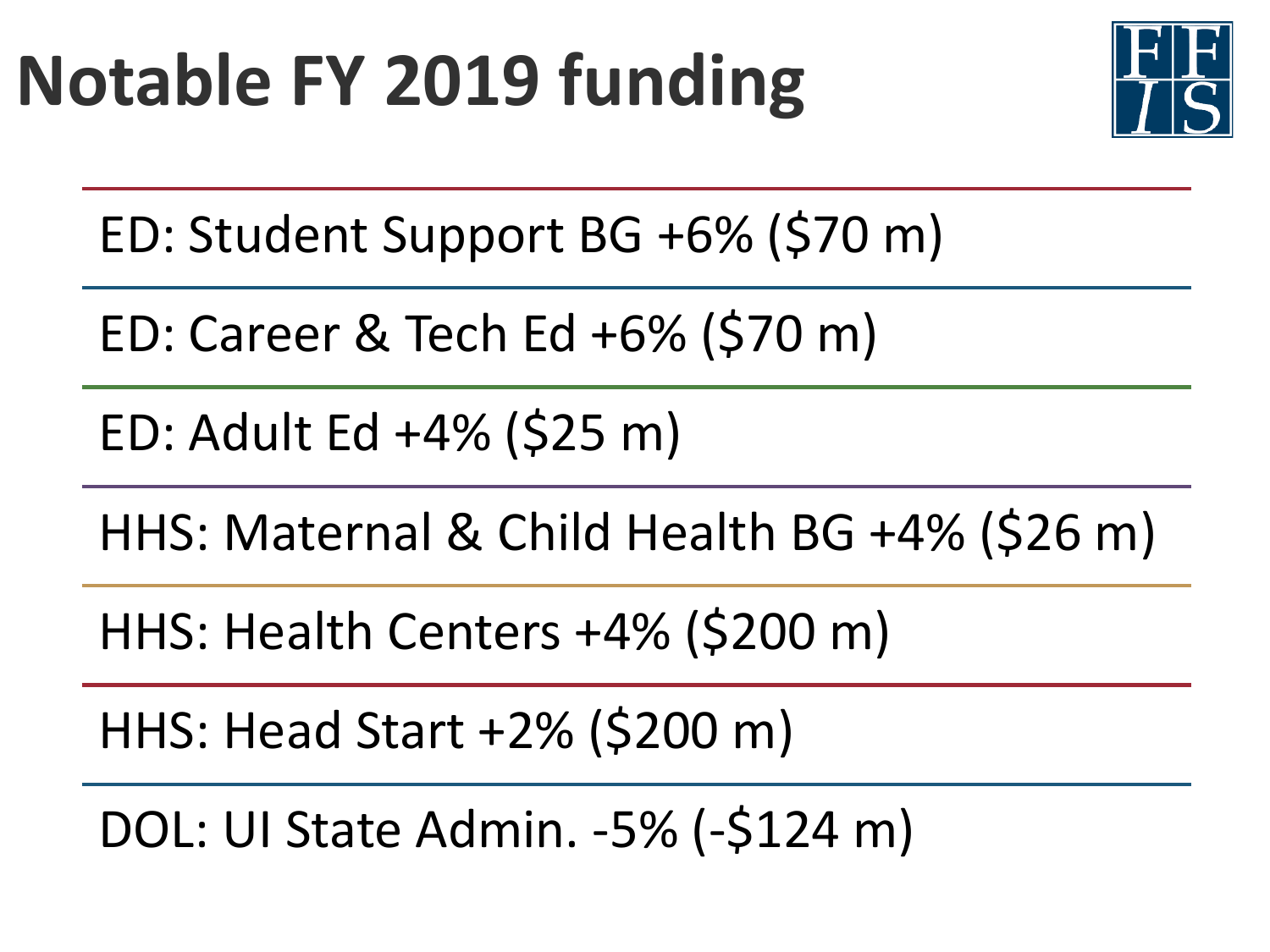# Notable FY 2019 funding

ED: Student Support BG +6% ($70 m)

ED: Career & Tech Ed +6% ($70 m)

ED: Adult Ed +4% ($25 m)

HHS: Maternal & Child Health BG +4% ($26 m)

HHS: Health Centers +4% ($200 m)

HHS: Head Start +2% ($200 m)

DOL: UI State Admin. -5% (-$124 m)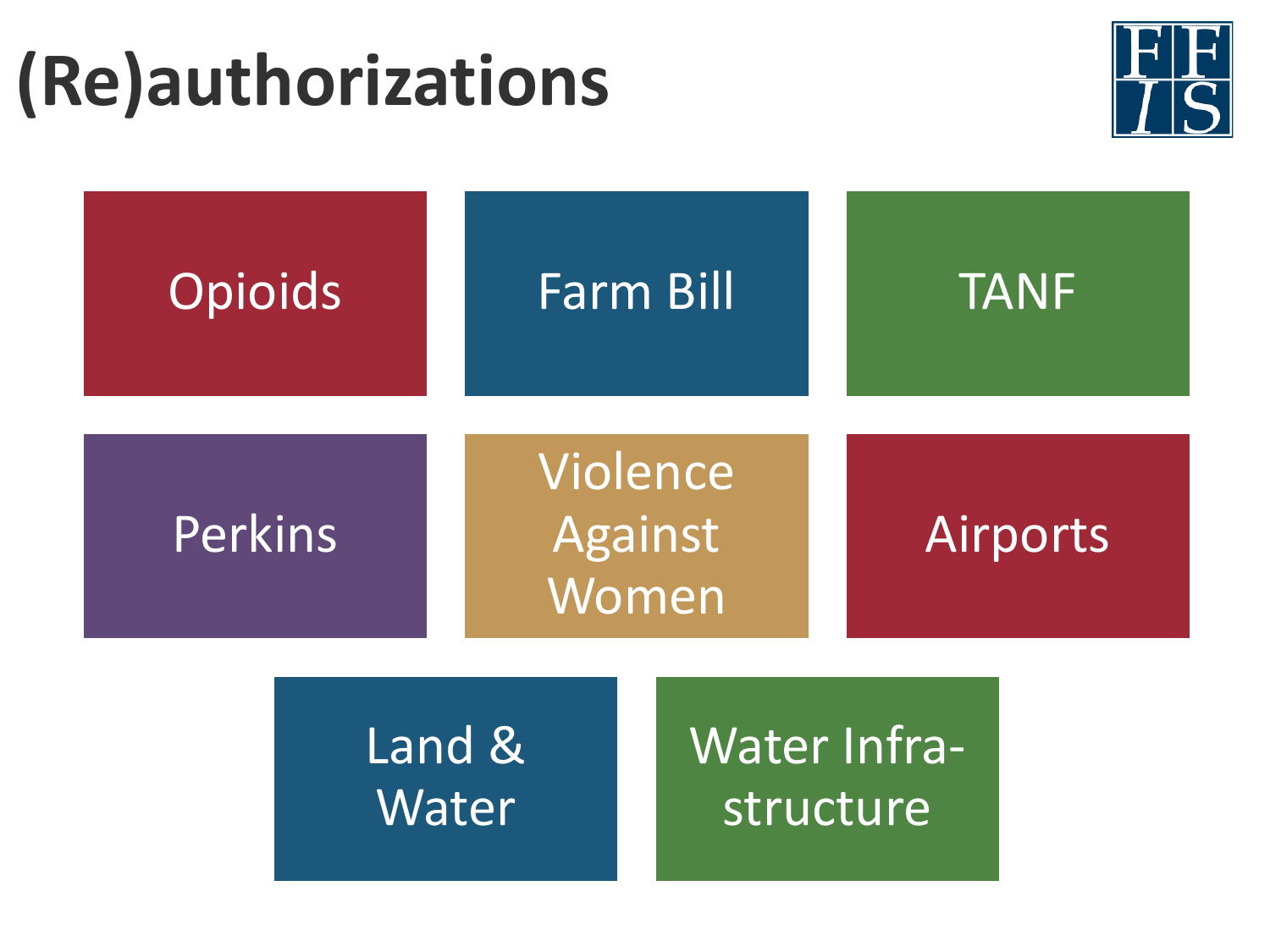# (Re)authorizations

- Opioids
- Farm Bill
- TANF
- Perkins
- Violence Against Women
- Airports
- Land & Water
- Water Infrastructure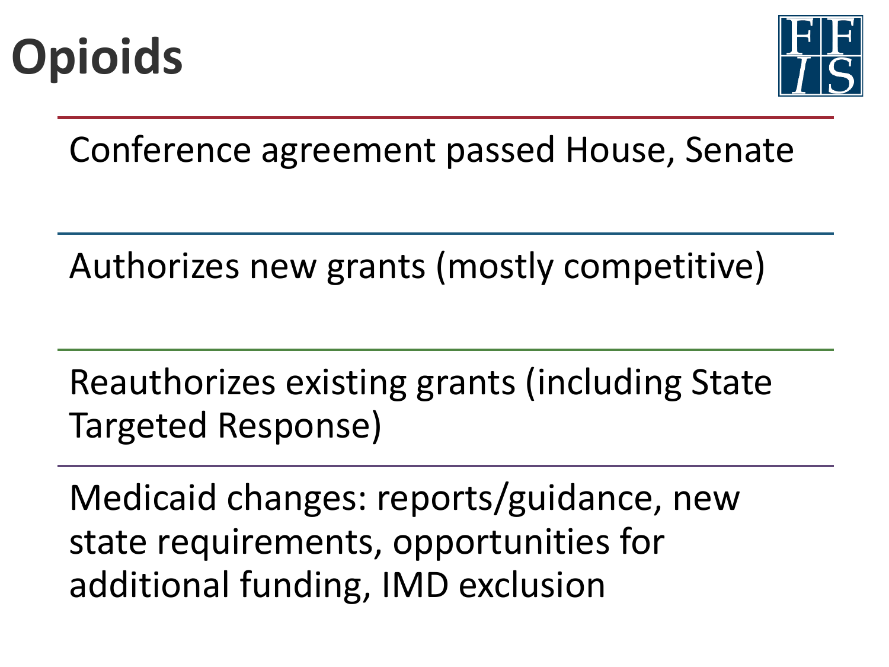# Opioids

Conference agreement passed House, Senate

Authorizes new grants (mostly competitive)

Reauthorizes existing grants (including State Targeted Response)

Medicaid changes: reports/guidance, new state requirements, opportunities for additional funding, IMD exclusion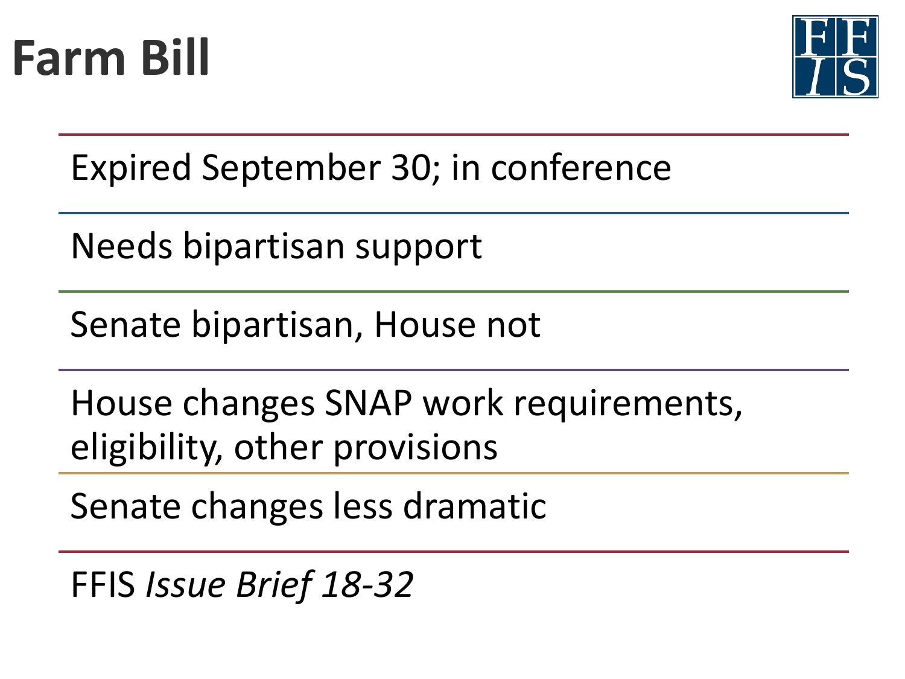# Farm Bill

- Expired September 30; in conference
- Needs bipartisan support
- Senate bipartisan, House not
- House changes SNAP work requirements, eligibility, other provisions
- Senate changes less dramatic
- FFIS *Issue Brief 18-32*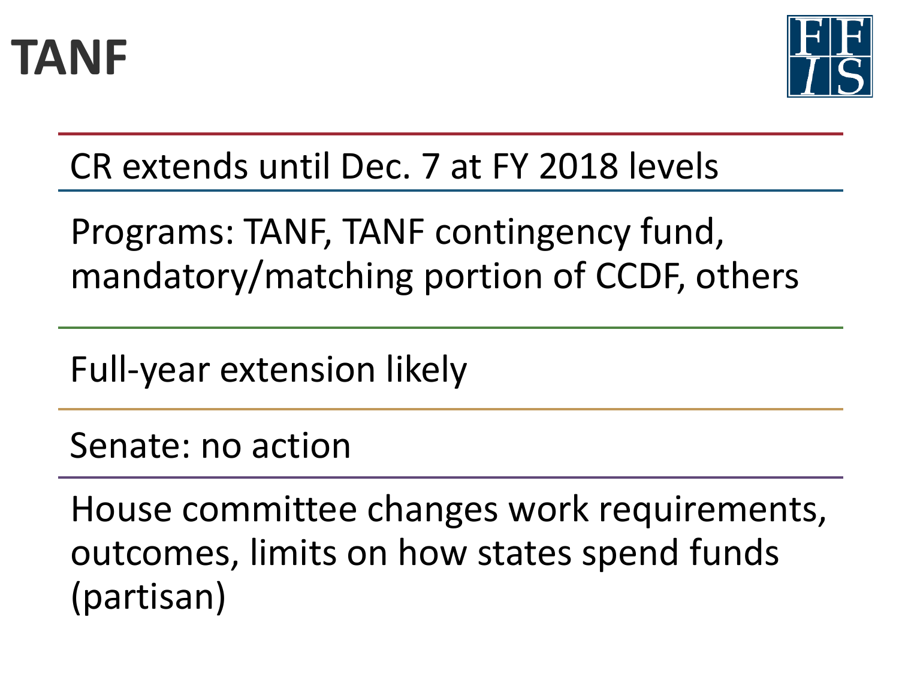# TANF

CR extends until Dec. 7 at FY 2018 levels

Programs: TANF, TANF contingency fund, mandatory/matching portion of CCDF, others

Full-year extension likely

Senate: no action

House committee changes work requirements, outcomes, limits on how states spend funds (partisan)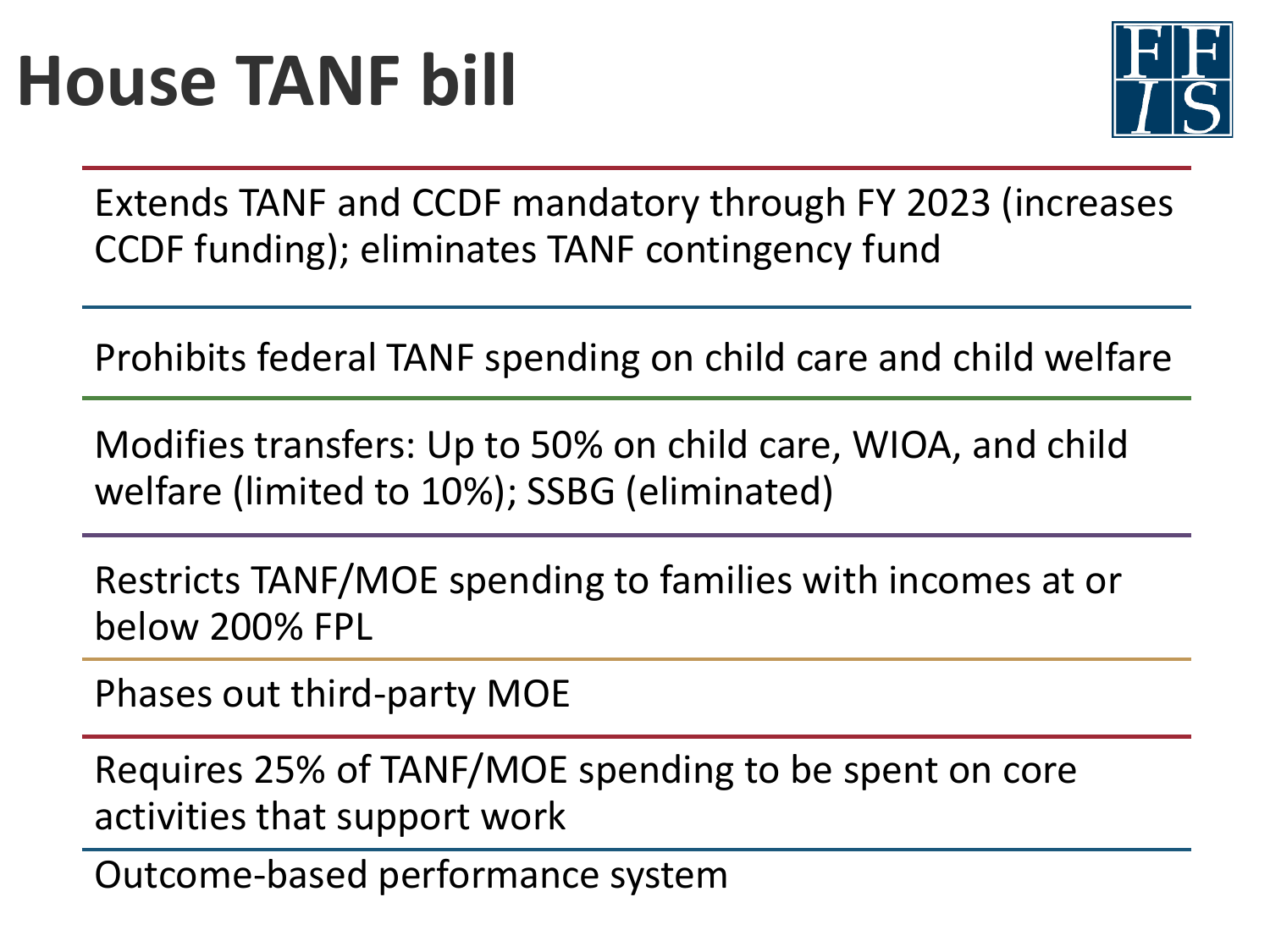# House TANF bill

- Extends TANF and CCDF mandatory through FY 2023 (increases CCDF funding); eliminates TANF contingency fund
- Prohibits federal TANF spending on child care and child welfare
- Modifies transfers: Up to 50% on child care, WIOA, and child welfare (limited to 10%); SSBG (eliminated)
- Restricts TANF/MOE spending to families with incomes at or below 200% FPL
- Phases out third-party MOE
- Requires 25% of TANF/MOE spending to be spent on core activities that support work
- Outcome-based performance system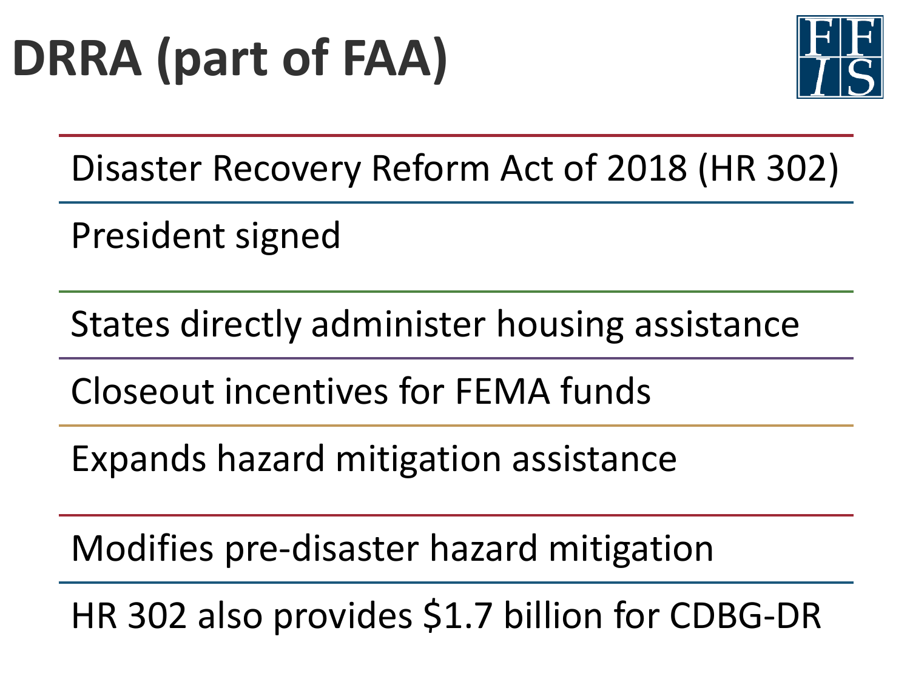# DRRA (part of FAA)

Disaster Recovery Reform Act of 2018 (HR 302)

President signed

States directly administer housing assistance

Closeout incentives for FEMA funds

Expands hazard mitigation assistance

Modifies pre-disaster hazard mitigation

HR 302 also provides $1.7 billion for CDBG-DR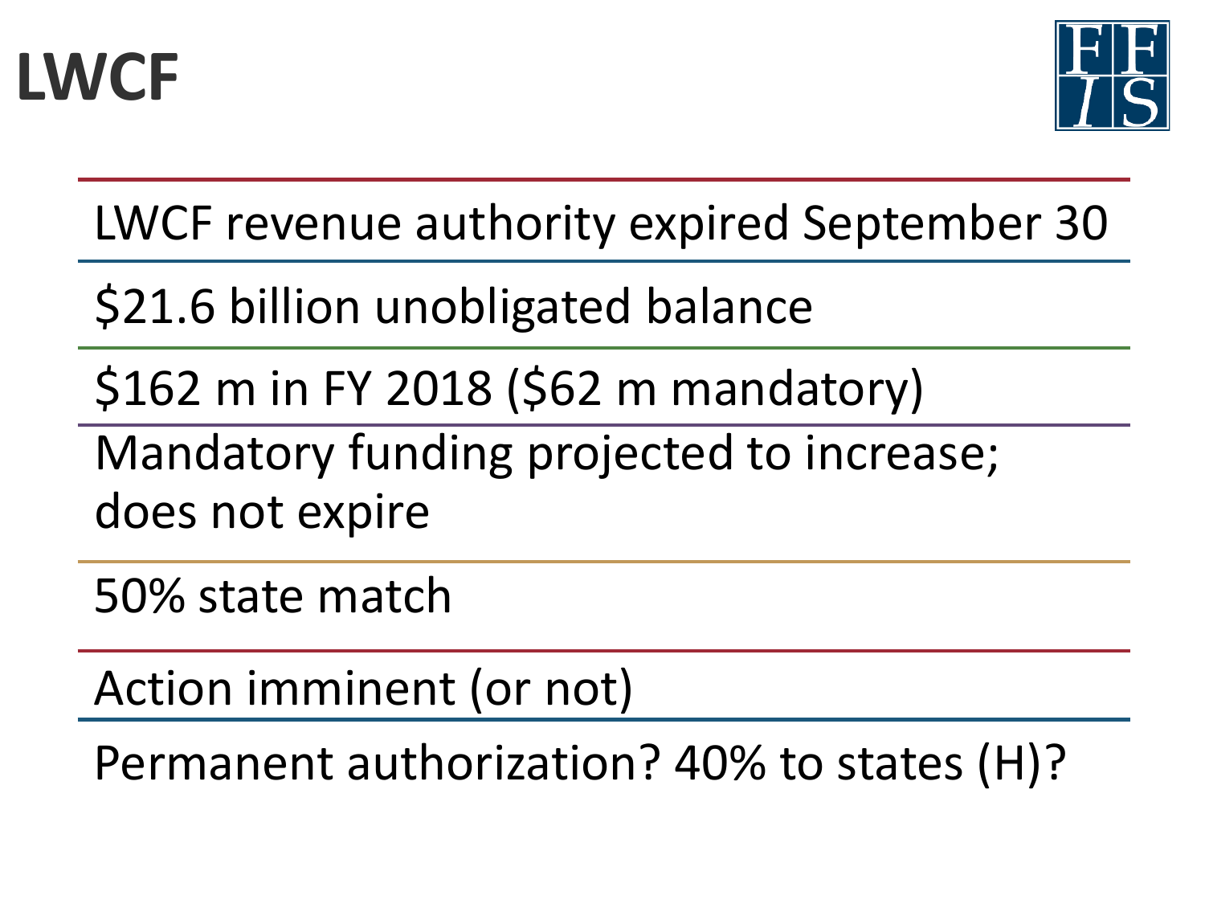# LWCF

LWCF revenue authority expired September 30

$21.6 billion unobligated balance

$162 m in FY 2018 ($62 m mandatory)

Mandatory funding projected to increase; does not expire

50% state match

Action imminent (or not)

Permanent authorization? 40% to states (H)?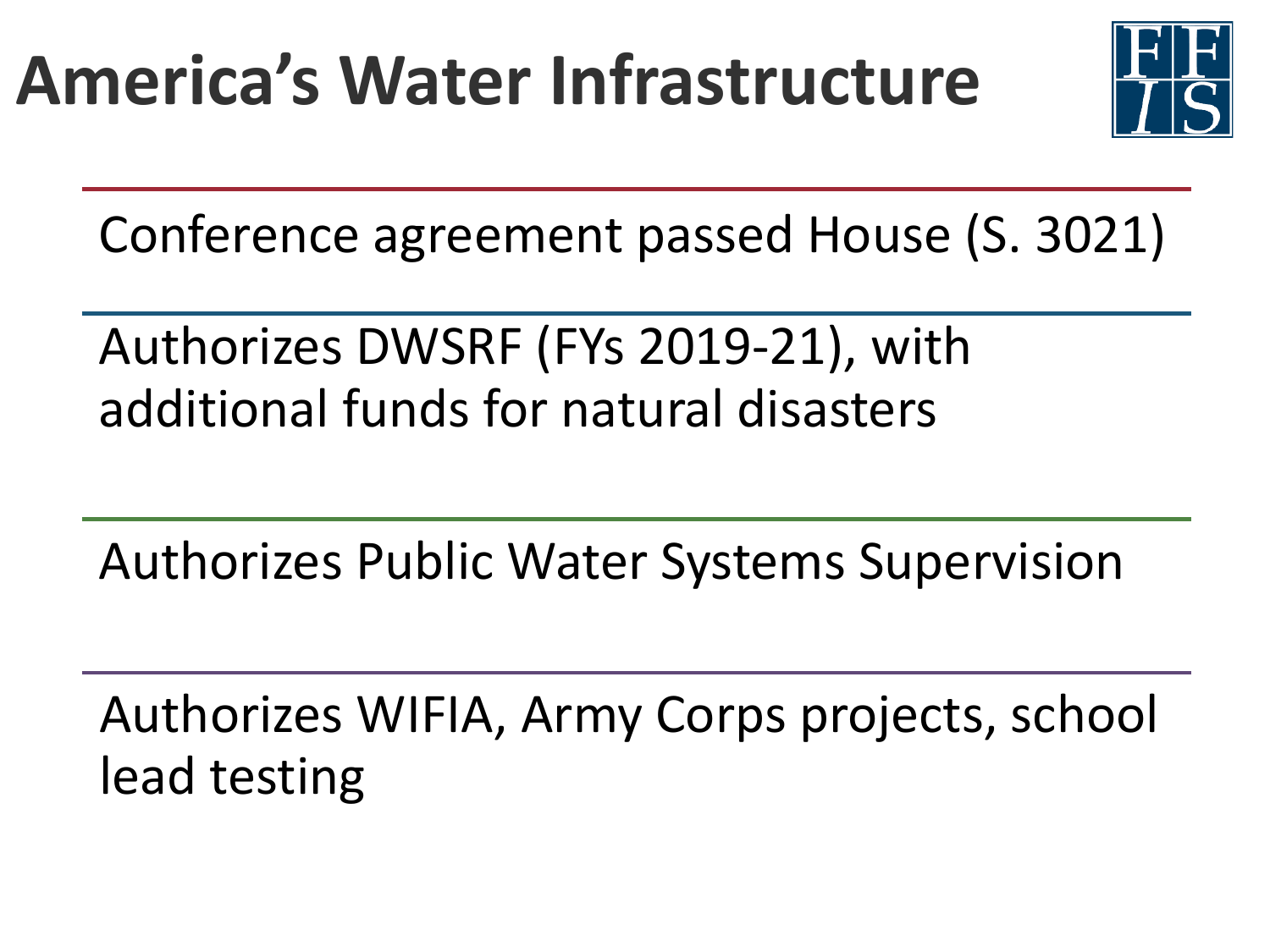# America's Water Infrastructure

Conference agreement passed House (S. 3021)

Authorizes DWSRF (FYs 2019-21), with additional funds for natural disasters

Authorizes Public Water Systems Supervision

Authorizes WIFIA, Army Corps projects, school lead testing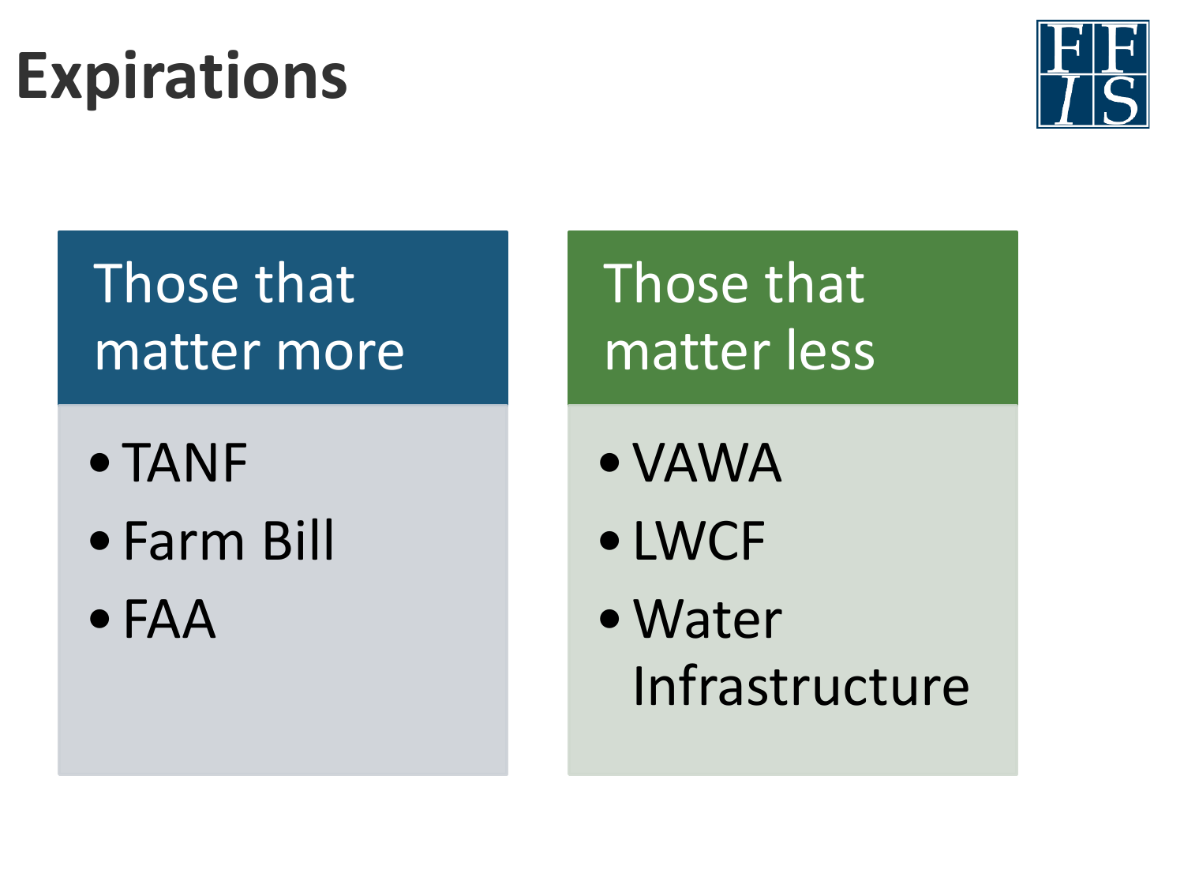# Expirations

## Those that matter more

- TANF
- Farm Bill
- FAA

## Those that matter less

- VAWA
- LWCF
- Water Infrastructure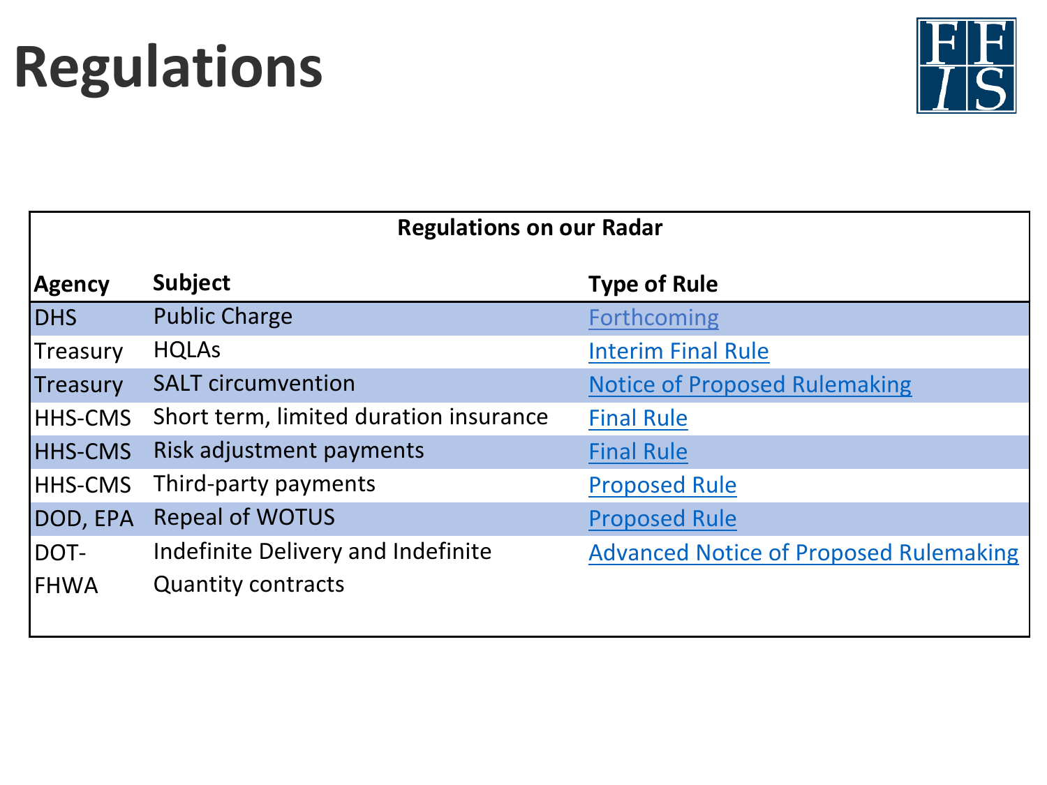# Regulations

**Regulations on our Radar**

| Agency | Subject | Type of Rule |
|---|---|---|
| DHS | Public Charge | Forthcoming |
| Treasury | HQLAs | Interim Final Rule |
| Treasury | SALT circumvention | Notice of Proposed Rulemaking |
| HHS-CMS | Short term, limited duration insurance | Final Rule |
| HHS-CMS | Risk adjustment payments | Final Rule |
| HHS-CMS | Third-party payments | Proposed Rule |
| DOD, EPA | Repeal of WOTUS | Proposed Rule |
| DOT-FHWA | Indefinite Delivery and Indefinite Quantity contracts | Advanced Notice of Proposed Rulemaking |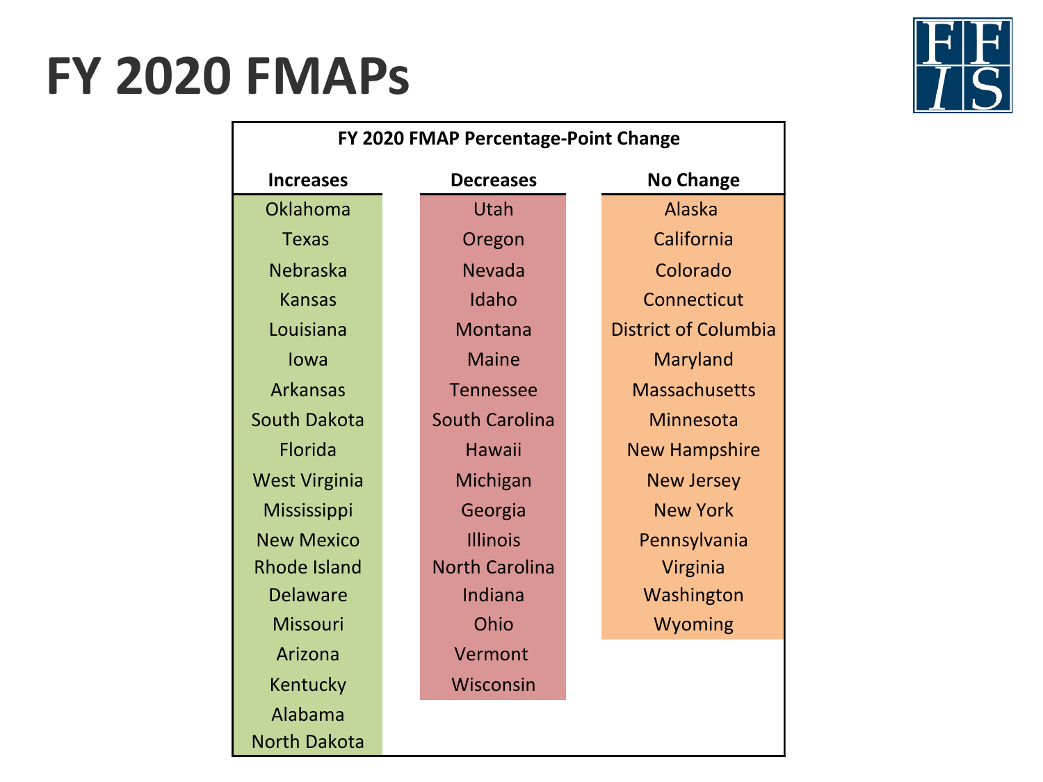# FY 2020 FMAPs

**FY 2020 FMAP Percentage-Point Change**

| Increases | Decreases | No Change |
|---|---|---|
| Oklahoma | Utah | Alaska |
| Texas | Oregon | California |
| Nebraska | Nevada | Colorado |
| Kansas | Idaho | Connecticut |
| Louisiana | Montana | District of Columbia |
| Iowa | Maine | Maryland |
| Arkansas | Tennessee | Massachusetts |
| South Dakota | South Carolina | Minnesota |
| Florida | Hawaii | New Hampshire |
| West Virginia | Michigan | New Jersey |
| Mississippi | Georgia | New York |
| New Mexico | Illinois | Pennsylvania |
| Rhode Island | North Carolina | Virginia |
| Delaware | Indiana | Washington |
| Missouri | Ohio | Wyoming |
| Arizona | Vermont | |
| Kentucky | Wisconsin | |
| Alabama | | |
| North Dakota | | |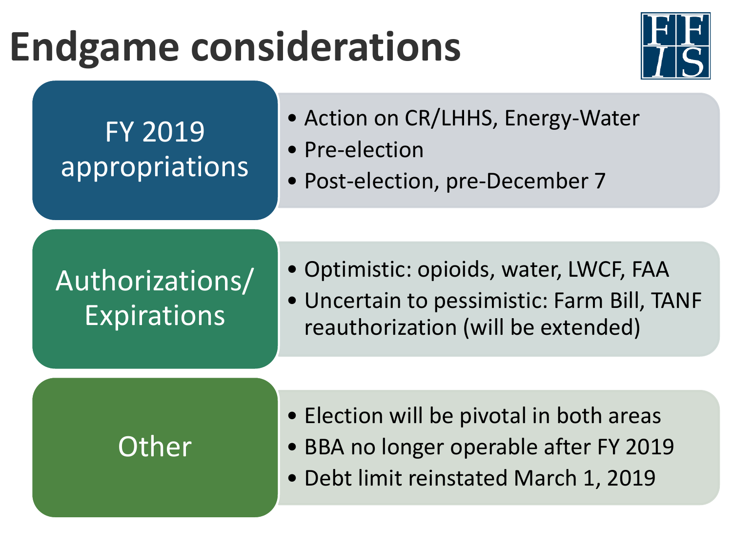# Endgame considerations

## FY 2019 appropriations

- Action on CR/LHHS, Energy-Water
- Pre-election
- Post-election, pre-December 7

## Authorizations/ Expirations

- Optimistic: opioids, water, LWCF, FAA
- Uncertain to pessimistic: Farm Bill, TANF reauthorization (will be extended)

## Other

- Election will be pivotal in both areas
- BBA no longer operable after FY 2019
- Debt limit reinstated March 1, 2019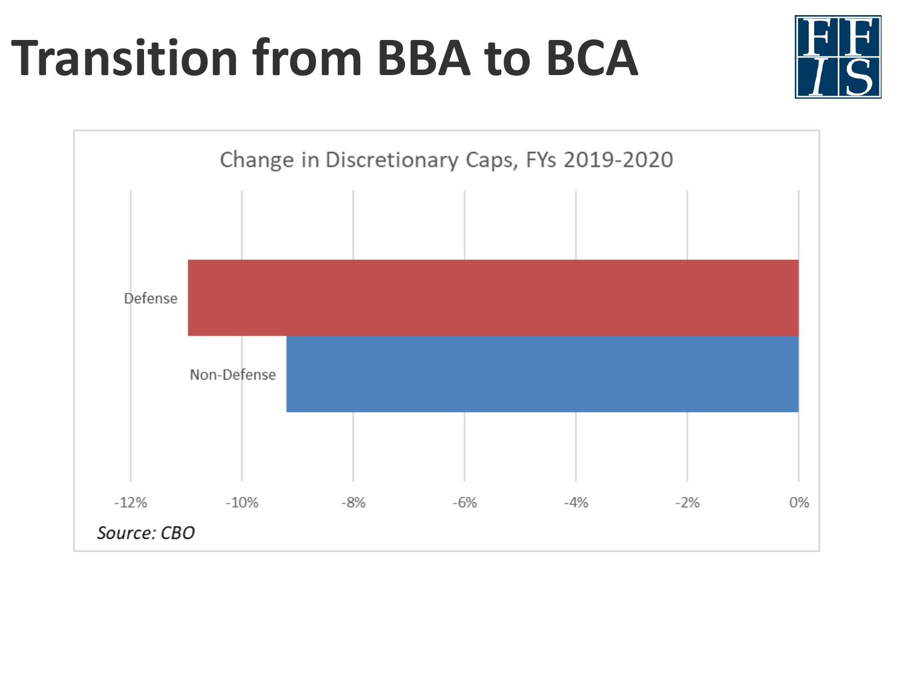# Transition from BBA to BCA

Change in Discretionary Caps, FYs 2019-2020

Defense

Non-Defense

-12% -10% -8% -6% -4% -2% 0%

*Source: CBO*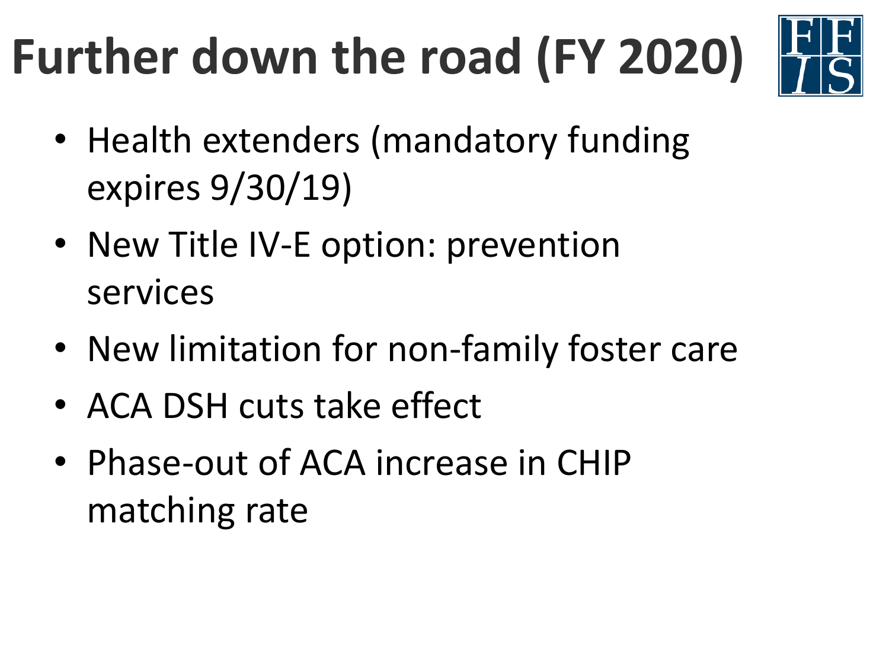# Further down the road (FY 2020)

- Health extenders (mandatory funding expires 9/30/19)
- New Title IV-E option: prevention services
- New limitation for non-family foster care
- ACA DSH cuts take effect
- Phase-out of ACA increase in CHIP matching rate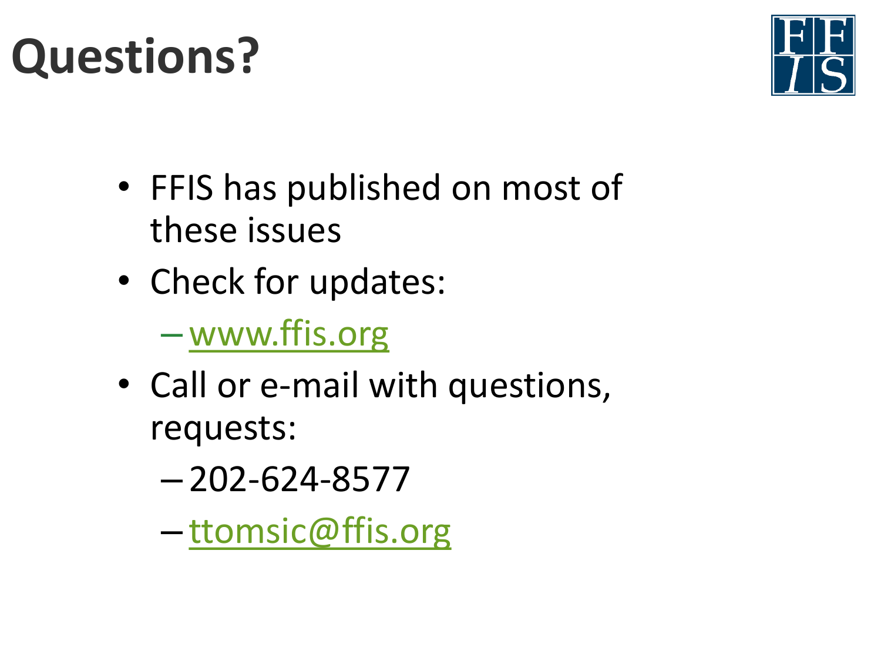# Questions?

- FFIS has published on most of these issues
- Check for updates:
  - www.ffis.org
- Call or e-mail with questions, requests:
  - 202-624-8577
  - ttomsic@ffis.org